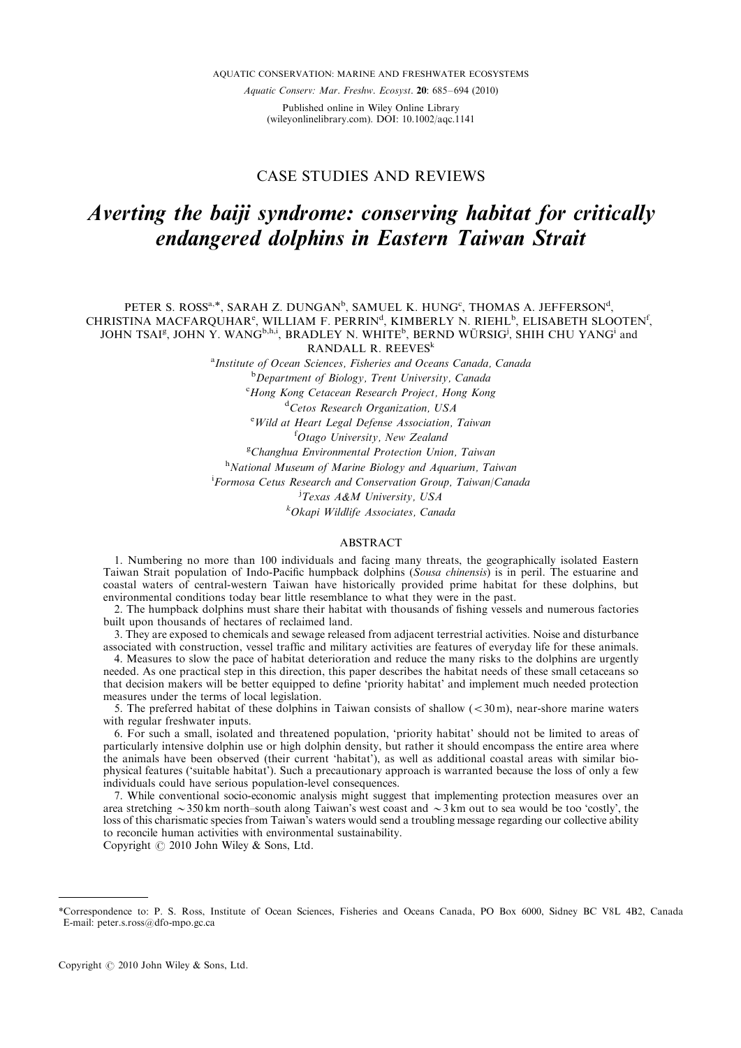AQUATIC CONSERVATION: MARINE AND FRESHWATER ECOSYSTEMS

*Aquatic Conserv: Mar. Freshw. Ecosyst.* **20**: 685–694 (2010)

Published online in Wiley Online Library (wileyonlinelibrary.com). DOI: 10.1002/aqc.1141

## CASE STUDIES AND REVIEWS

# *Averting the baiji syndrome: conserving habitat for critically endangered dolphins in Eastern Taiwan Strait*

PETER S. ROSS[a,*], SARAH Z. DUNGAN[b], SAMUEL K. HUNG[c], THOMAS A. JEFFERSON[d], CHRISTINA MACFARQUHAR[e], WILLIAM F. PERRIN[d], KIMBERLY N. RIEHL[b], ELISABETH SLOOTEN[f], JOHN TSAI[g], JOHN Y. WANG[b,h,i], BRADLEY N. WHITE[b], BERND WÜRSIG[j], SHIH CHU YANG[i] and RANDALL R. REEVES[k]

[a]*Institute of Ocean Sciences, Fisheries and Oceans Canada, Canada*
[b]*Department of Biology, Trent University, Canada*
[c]*Hong Kong Cetacean Research Project, Hong Kong*
[d]*Cetos Research Organization, USA*
[e]*Wild at Heart Legal Defense Association, Taiwan*
[f]*Otago University, New Zealand*
[g]*Changhua Environmental Protection Union, Taiwan*
[h]*National Museum of Marine Biology and Aquarium, Taiwan*
[i]*Formosa Cetus Research and Conservation Group, Taiwan/Canada*
[j]*Texas A&M University, USA*
[k]*Okapi Wildlife Associates, Canada*

## ABSTRACT

1. Numbering no more than 100 individuals and facing many threats, the geographically isolated Eastern Taiwan Strait population of Indo-Pacific humpback dolphins (*Sousa chinensis*) is in peril. The estuarine and coastal waters of central-western Taiwan have historically provided prime habitat for these dolphins, but environmental conditions today bear little resemblance to what they were in the past.
2. The humpback dolphins must share their habitat with thousands of fishing vessels and numerous factories built upon thousands of hectares of reclaimed land.
3. They are exposed to chemicals and sewage released from adjacent terrestrial activities. Noise and disturbance associated with construction, vessel traffic and military activities are features of everyday life for these animals.
4. Measures to slow the pace of habitat deterioration and reduce the many risks to the dolphins are urgently needed. As one practical step in this direction, this paper describes the habitat needs of these small cetaceans so that decision makers will be better equipped to define 'priority habitat' and implement much needed protection measures under the terms of local legislation.
5. The preferred habitat of these dolphins in Taiwan consists of shallow ($<30$ m), near-shore marine waters with regular freshwater inputs.
6. For such a small, isolated and threatened population, 'priority habitat' should not be limited to areas of particularly intensive dolphin use or high dolphin density, but rather it should encompass the entire area where the animals have been observed (their current 'habitat'), as well as additional coastal areas with similar bio-physical features ('suitable habitat'). Such a precautionary approach is warranted because the loss of only a few individuals could have serious population-level consequences.
7. While conventional socio-economic analysis might suggest that implementing protection measures over an area stretching $\sim 350$ km north–south along Taiwan's west coast and $\sim 3$ km out to sea would be too 'costly', the loss of this charismatic species from Taiwan's waters would send a troubling message regarding our collective ability to reconcile human activities with environmental sustainability.

Copyright © 2010 John Wiley & Sons, Ltd.

---

*Correspondence to: P. S. Ross, Institute of Ocean Sciences, Fisheries and Oceans Canada, PO Box 6000, Sidney BC V8L 4B2, Canada E-mail: peter.s.ross@dfo-mpo.gc.ca

Copyright © 2010 John Wiley & Sons, Ltd.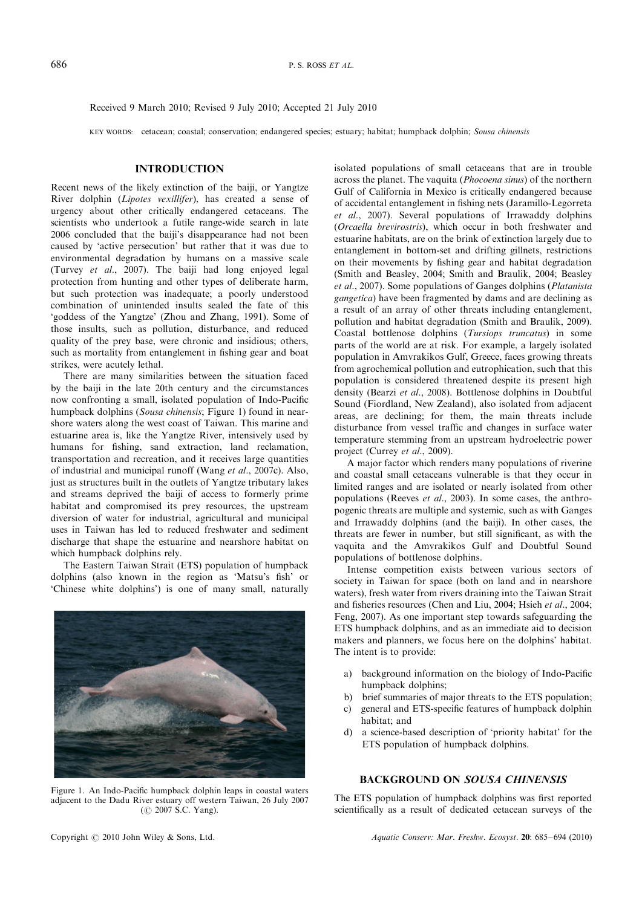Received 9 March 2010; Revised 9 July 2010; Accepted 21 July 2010

KEY WORDS: cetacean; coastal; conservation; endangered species; estuary; habitat; humpback dolphin; *Sousa chinensis*

## INTRODUCTION

Recent news of the likely extinction of the baiji, or Yangtze River dolphin (*Lipotes vexillifer*), has created a sense of urgency about other critically endangered cetaceans. The scientists who undertook a futile range-wide search in late 2006 concluded that the baiji's disappearance had not been caused by 'active persecution' but rather that it was due to environmental degradation by humans on a massive scale (Turvey *et al*., 2007). The baiji had long enjoyed legal protection from hunting and other types of deliberate harm, but such protection was inadequate; a poorly understood combination of unintended insults sealed the fate of this 'goddess of the Yangtze' (Zhou and Zhang, 1991). Some of those insults, such as pollution, disturbance, and reduced quality of the prey base, were chronic and insidious; others, such as mortality from entanglement in fishing gear and boat strikes, were acutely lethal.

There are many similarities between the situation faced by the baiji in the late 20th century and the circumstances now confronting a small, isolated population of Indo-Pacific humpback dolphins (*Sousa chinensis*; Figure 1) found in near-shore waters along the west coast of Taiwan. This marine and estuarine area is, like the Yangtze River, intensively used by humans for fishing, sand extraction, land reclamation, transportation and recreation, and it receives large quantities of industrial and municipal runoff (Wang *et al*., 2007c). Also, just as structures built in the outlets of Yangtze tributary lakes and streams deprived the baiji of access to formerly prime habitat and compromised its prey resources, the upstream diversion of water for industrial, agricultural and municipal uses in Taiwan has led to reduced freshwater and sediment discharge that shape the estuarine and nearshore habitat on which humpback dolphins rely.

The Eastern Taiwan Strait (ETS) population of humpback dolphins (also known in the region as 'Matsu's fish' or 'Chinese white dolphins') is one of many small, naturally isolated populations of small cetaceans that are in trouble across the planet. The vaquita (*Phocoena sinus*) of the northern Gulf of California in Mexico is critically endangered because of accidental entanglement in fishing nets (Jaramillo-Legorreta *et al*., 2007). Several populations of Irrawaddy dolphins (*Orcaella brevirostris*), which occur in both freshwater and estuarine habitats, are on the brink of extinction largely due to entanglement in bottom-set and drifting gillnets, restrictions on their movements by fishing gear and habitat degradation (Smith and Beasley, 2004; Smith and Braulik, 2004; Beasley *et al*., 2007). Some populations of Ganges dolphins (*Platanista gangetica*) have been fragmented by dams and are declining as a result of an array of other threats including entanglement, pollution and habitat degradation (Smith and Braulik, 2009). Coastal bottlenose dolphins (*Tursiops truncatus*) in some parts of the world are at risk. For example, a largely isolated population in Amvrakikos Gulf, Greece, faces growing threats from agrochemical pollution and eutrophication, such that this population is considered threatened despite its present high density (Bearzi *et al*., 2008). Bottlenose dolphins in Doubtful Sound (Fiordland, New Zealand), also isolated from adjacent areas, are declining; for them, the main threats include disturbance from vessel traffic and changes in surface water temperature stemming from an upstream hydroelectric power project (Currey *et al*., 2009).

A major factor which renders many populations of riverine and coastal small cetaceans vulnerable is that they occur in limited ranges and are isolated or nearly isolated from other populations (Reeves *et al*., 2003). In some cases, the anthropogenic threats are multiple and systemic, such as with Ganges and Irrawaddy dolphins (and the baiji). In other cases, the threats are fewer in number, but still significant, as with the vaquita and the Amvrakikos Gulf and Doubtful Sound populations of bottlenose dolphins.

Intense competition exists between various sectors of society in Taiwan for space (both on land and in nearshore waters), fresh water from rivers draining into the Taiwan Strait and fisheries resources (Chen and Liu, 2004; Hsieh *et al*., 2004; Feng, 2007). As one important step towards safeguarding the ETS humpback dolphins, and as an immediate aid to decision makers and planners, we focus here on the dolphins' habitat. The intent is to provide:

a) background information on the biology of Indo-Pacific humpback dolphins;
b) brief summaries of major threats to the ETS population;
c) general and ETS-specific features of humpback dolphin habitat; and
d) a science-based description of 'priority habitat' for the ETS population of humpback dolphins.

Figure 1. An Indo-Pacific humpback dolphin leaps in coastal waters adjacent to the Dadu River estuary off western Taiwan, 26 July 2007 (© 2007 S.C. Yang).

## BACKGROUND ON *SOUSA CHINENSIS*

The ETS population of humpback dolphins was first reported scientifically as a result of dedicated cetacean surveys of the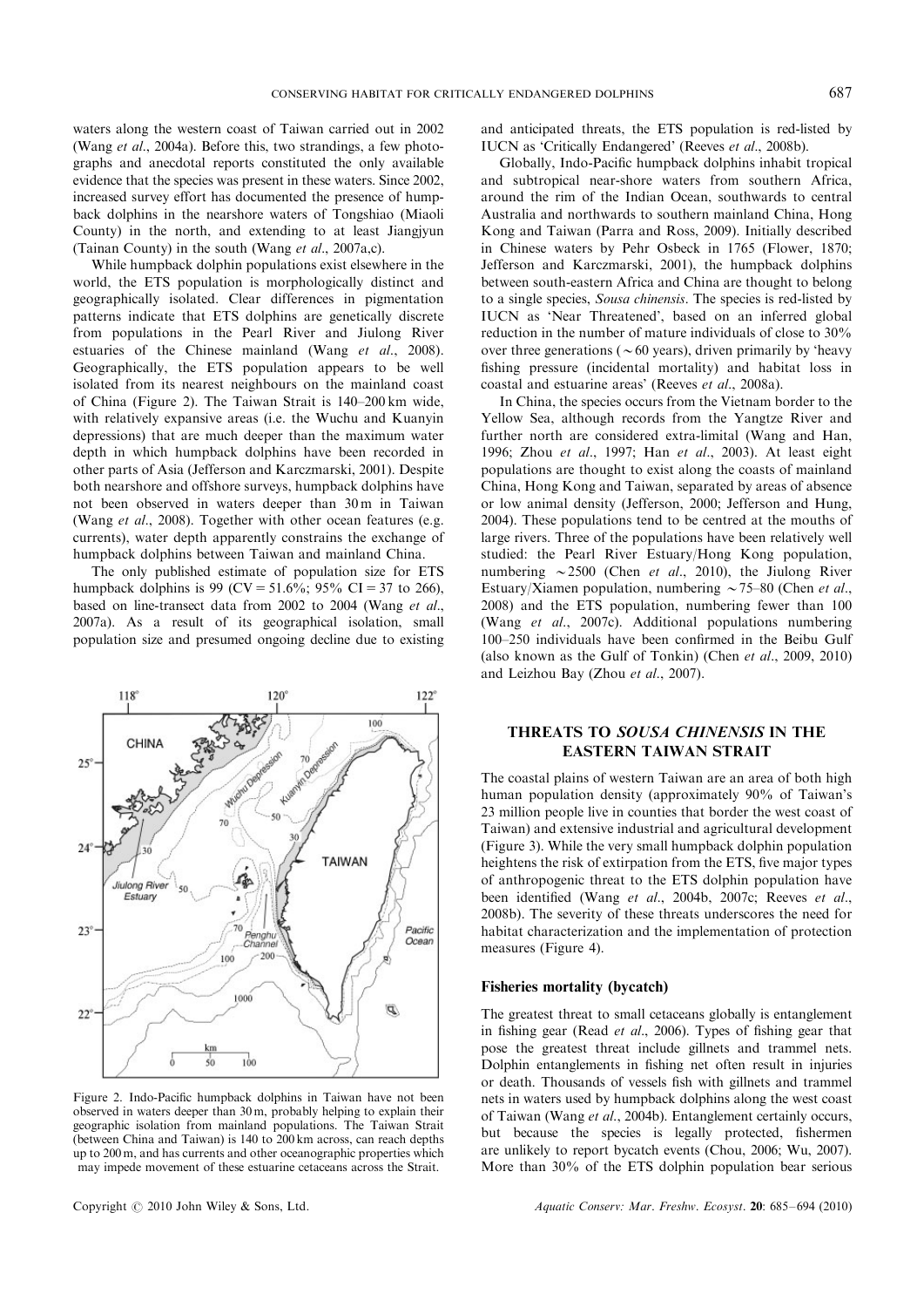waters along the western coast of Taiwan carried out in 2002 (Wang *et al*., 2004a). Before this, two strandings, a few photographs and anecdotal reports constituted the only available evidence that the species was present in these waters. Since 2002, increased survey effort has documented the presence of humpback dolphins in the nearshore waters of Tongshiao (Miaoli County) in the north, and extending to at least Jiangjyun (Tainan County) in the south (Wang *et al*., 2007a,c).

While humpback dolphin populations exist elsewhere in the world, the ETS population is morphologically distinct and geographically isolated. Clear differences in pigmentation patterns indicate that ETS dolphins are genetically discrete from populations in the Pearl River and Jiulong River estuaries of the Chinese mainland (Wang *et al*., 2008). Geographically, the ETS population appears to be well isolated from its nearest neighbours on the mainland coast of China (Figure 2). The Taiwan Strait is 140–200 km wide, with relatively expansive areas (i.e. the Wuchu and Kuanyin depressions) that are much deeper than the maximum water depth in which humpback dolphins have been recorded in other parts of Asia (Jefferson and Karczmarski, 2001). Despite both nearshore and offshore surveys, humpback dolphins have not been observed in waters deeper than 30 m in Taiwan (Wang *et al*., 2008). Together with other ocean features (e.g. currents), water depth apparently constrains the exchange of humpback dolphins between Taiwan and mainland China.

The only published estimate of population size for ETS humpback dolphins is 99 (CV = 51.6%; 95% CI = 37 to 266), based on line-transect data from 2002 to 2004 (Wang *et al*., 2007a). As a result of its geographical isolation, small population size and presumed ongoing decline due to existing and anticipated threats, the ETS population is red-listed by IUCN as 'Critically Endangered' (Reeves *et al*., 2008b).

Figure 2. Indo-Pacific humpback dolphins in Taiwan have not been observed in waters deeper than 30 m, probably helping to explain their geographic isolation from mainland populations. The Taiwan Strait (between China and Taiwan) is 140 to 200 km across, can reach depths up to 200 m, and has currents and other oceanographic properties which may impede movement of these estuarine cetaceans across the Strait.

Globally, Indo-Pacific humpback dolphins inhabit tropical and subtropical near-shore waters from southern Africa, around the rim of the Indian Ocean, southwards to central Australia and northwards to southern mainland China, Hong Kong and Taiwan (Parra and Ross, 2009). Initially described in Chinese waters by Pehr Osbeck in 1765 (Flower, 1870; Jefferson and Karczmarski, 2001), the humpback dolphins between south-eastern Africa and China are thought to belong to a single species, *Sousa chinensis*. The species is red-listed by IUCN as 'Near Threatened', based on an inferred global reduction in the number of mature individuals of close to 30% over three generations ($\sim$60 years), driven primarily by 'heavy fishing pressure (incidental mortality) and habitat loss in coastal and estuarine areas' (Reeves *et al*., 2008a).

In China, the species occurs from the Vietnam border to the Yellow Sea, although records from the Yangtze River and further north are considered extra-limital (Wang and Han, 1996; Zhou *et al*., 1997; Han *et al*., 2003). At least eight populations are thought to exist along the coasts of mainland China, Hong Kong and Taiwan, separated by areas of absence or low animal density (Jefferson, 2000; Jefferson and Hung, 2004). These populations tend to be centred at the mouths of large rivers. Three of the populations have been relatively well studied: the Pearl River Estuary/Hong Kong population, numbering $\sim$2500 (Chen *et al*., 2010), the Jiulong River Estuary/Xiamen population, numbering $\sim$75–80 (Chen *et al*., 2008) and the ETS population, numbering fewer than 100 (Wang *et al*., 2007c). Additional populations numbering 100–250 individuals have been confirmed in the Beibu Gulf (also known as the Gulf of Tonkin) (Chen *et al*., 2009, 2010) and Leizhou Bay (Zhou *et al*., 2007).

## THREATS TO *SOUSA CHINENSIS* IN THE EASTERN TAIWAN STRAIT

The coastal plains of western Taiwan are an area of both high human population density (approximately 90% of Taiwan's 23 million people live in counties that border the west coast of Taiwan) and extensive industrial and agricultural development (Figure 3). While the very small humpback dolphin population heightens the risk of extirpation from the ETS, five major types of anthropogenic threat to the ETS dolphin population have been identified (Wang *et al*., 2004b, 2007c; Reeves *et al*., 2008b). The severity of these threats underscores the need for habitat characterization and the implementation of protection measures (Figure 4).

### Fisheries mortality (bycatch)

The greatest threat to small cetaceans globally is entanglement in fishing gear (Read *et al*., 2006). Types of fishing gear that pose the greatest threat include gillnets and trammel nets. Dolphin entanglements in fishing net often result in injuries or death. Thousands of vessels fish with gillnets and trammel nets in waters used by humpback dolphins along the west coast of Taiwan (Wang *et al*., 2004b). Entanglement certainly occurs, but because the species is legally protected, fishermen are unlikely to report bycatch events (Chou, 2006; Wu, 2007). More than 30% of the ETS dolphin population bear serious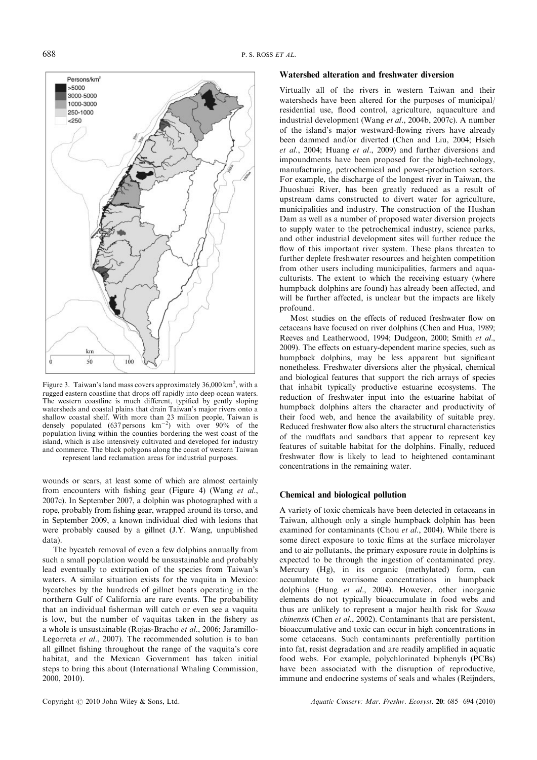Figure 3. Taiwan's land mass covers approximately 36,000 km$^2$, with a rugged eastern coastline that drops off rapidly into deep ocean waters. The western coastline is much different, typified by gently sloping watersheds and coastal plains that drain Taiwan's major rivers onto a shallow coastal shelf. With more than 23 million people, Taiwan is densely populated (637 persons km$^{-2}$) with over 90% of the population living within the counties bordering the west coast of the island, which is also intensively cultivated and developed for industry and commerce. The black polygons along the coast of western Taiwan represent land reclamation areas for industrial purposes.

wounds or scars, at least some of which are almost certainly from encounters with fishing gear (Figure 4) (Wang *et al*., 2007c). In September 2007, a dolphin was photographed with a rope, probably from fishing gear, wrapped around its torso, and in September 2009, a known individual died with lesions that were probably caused by a gillnet (J.Y. Wang, unpublished data).

The bycatch removal of even a few dolphins annually from such a small population would be unsustainable and probably lead eventually to extirpation of the species from Taiwan's waters. A similar situation exists for the vaquita in Mexico: bycatches by the hundreds of gillnet boats operating in the northern Gulf of California are rare events. The probability that an individual fisherman will catch or even see a vaquita is low, but the number of vaquitas taken in the fishery as a whole is unsustainable (Rojas-Bracho *et al*., 2006; Jaramillo-Legorreta *et al*., 2007). The recommended solution is to ban all gillnet fishing throughout the range of the vaquita's core habitat, and the Mexican Government has taken initial steps to bring this about (International Whaling Commission, 2000, 2010).

## Watershed alteration and freshwater diversion

Virtually all of the rivers in western Taiwan and their watersheds have been altered for the purposes of municipal/residential use, flood control, agriculture, aquaculture and industrial development (Wang *et al*., 2004b, 2007c). A number of the island's major westward-flowing rivers have already been dammed and/or diverted (Chen and Liu, 2004; Hsieh *et al*., 2004; Huang *et al*., 2009) and further diversions and impoundments have been proposed for the high-technology, manufacturing, petrochemical and power-production sectors. For example, the discharge of the longest river in Taiwan, the Jhuoshuei River, has been greatly reduced as a result of upstream dams constructed to divert water for agriculture, municipalities and industry. The construction of the Hushan Dam as well as a number of proposed water diversion projects to supply water to the petrochemical industry, science parks, and other industrial development sites will further reduce the flow of this important river system. These plans threaten to further deplete freshwater resources and heighten competition from other users including municipalities, farmers and aquaculturists. The extent to which the receiving estuary (where humpback dolphins are found) has already been affected, and will be further affected, is unclear but the impacts are likely profound.

Most studies on the effects of reduced freshwater flow on cetaceans have focused on river dolphins (Chen and Hua, 1989; Reeves and Leatherwood, 1994; Dudgeon, 2000; Smith *et al*., 2009). The effects on estuary-dependent marine species, such as humpback dolphins, may be less apparent but significant nonetheless. Freshwater diversions alter the physical, chemical and biological features that support the rich arrays of species that inhabit typically productive estuarine ecosystems. The reduction of freshwater input into the estuarine habitat of humpback dolphins alters the character and productivity of their food web, and hence the availability of suitable prey. Reduced freshwater flow also alters the structural characteristics of the mudflats and sandbars that appear to represent key features of suitable habitat for the dolphins. Finally, reduced freshwater flow is likely to lead to heightened contaminant concentrations in the remaining water.

## Chemical and biological pollution

A variety of toxic chemicals have been detected in cetaceans in Taiwan, although only a single humpback dolphin has been examined for contaminants (Chou *et al*., 2004). While there is some direct exposure to toxic films at the surface microlayer and to air pollutants, the primary exposure route in dolphins is expected to be through the ingestion of contaminated prey. Mercury (Hg), in its organic (methylated) form, can accumulate to worrisome concentrations in humpback dolphins (Hung *et al*., 2004). However, other inorganic elements do not typically bioaccumulate in food webs and thus are unlikely to represent a major health risk for *Sousa chinensis* (Chen *et al*., 2002). Contaminants that are persistent, bioaccumulative and toxic can occur in high concentrations in some cetaceans. Such contaminants preferentially partition into fat, resist degradation and are readily amplified in aquatic food webs. For example, polychlorinated biphenyls (PCBs) have been associated with the disruption of reproductive, immune and endocrine systems of seals and whales (Reijnders,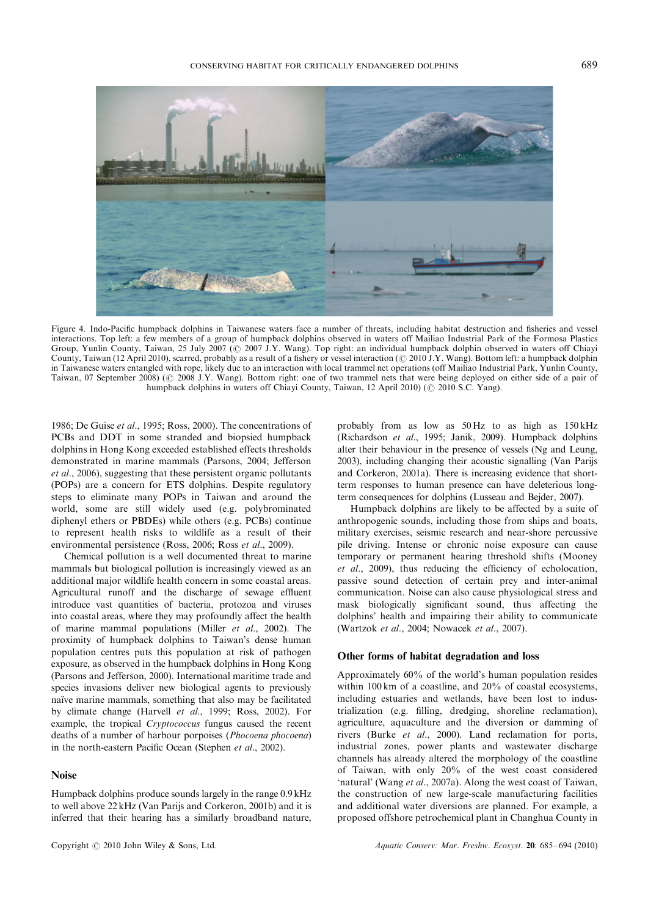Figure 4. Indo-Pacific humpback dolphins in Taiwanese waters face a number of threats, including habitat destruction and fisheries and vessel interactions. Top left: a few members of a group of humpback dolphins observed in waters off Mailiao Industrial Park of the Formosa Plastics Group, Yunlin County, Taiwan, 25 July 2007 (© 2007 J.Y. Wang). Top right: an individual humpback dolphin observed in waters off Chiayi County, Taiwan (12 April 2010), scarred, probably as a result of a fishery or vessel interaction (© 2010 J.Y. Wang). Bottom left: a humpback dolphin in Taiwanese waters entangled with rope, likely due to an interaction with local trammel net operations (off Mailiao Industrial Park, Yunlin County, Taiwan, 07 September 2008) (© 2008 J.Y. Wang). Bottom right: one of two trammel nets that were being deployed on either side of a pair of humpback dolphins in waters off Chiayi County, Taiwan, 12 April 2010) (© 2010 S.C. Yang).

1986; De Guise *et al*., 1995; Ross, 2000). The concentrations of PCBs and DDT in some stranded and biopsied humpback dolphins in Hong Kong exceeded established effects thresholds demonstrated in marine mammals (Parsons, 2004; Jefferson *et al*., 2006), suggesting that these persistent organic pollutants (POPs) are a concern for ETS dolphins. Despite regulatory steps to eliminate many POPs in Taiwan and around the world, some are still widely used (e.g. polybrominated diphenyl ethers or PBDEs) while others (e.g. PCBs) continue to represent health risks to wildlife as a result of their environmental persistence (Ross, 2006; Ross *et al*., 2009).

Chemical pollution is a well documented threat to marine mammals but biological pollution is increasingly viewed as an additional major wildlife health concern in some coastal areas. Agricultural runoff and the discharge of sewage effluent introduce vast quantities of bacteria, protozoa and viruses into coastal areas, where they may profoundly affect the health of marine mammal populations (Miller *et al*., 2002). The proximity of humpback dolphins to Taiwan's dense human population centres puts this population at risk of pathogen exposure, as observed in the humpback dolphins in Hong Kong (Parsons and Jefferson, 2000). International maritime trade and species invasions deliver new biological agents to previously naïve marine mammals, something that also may be facilitated by climate change (Harvell *et al*., 1999; Ross, 2002). For example, the tropical *Cryptococcus* fungus caused the recent deaths of a number of harbour porpoises (*Phocoena phocoena*) in the north-eastern Pacific Ocean (Stephen *et al*., 2002).

### Noise

Humpback dolphins produce sounds largely in the range 0.9 kHz to well above 22 kHz (Van Parijs and Corkeron, 2001b) and it is inferred that their hearing has a similarly broadband nature, probably from as low as 50 Hz to as high as 150 kHz (Richardson *et al*., 1995; Janik, 2009). Humpback dolphins alter their behaviour in the presence of vessels (Ng and Leung, 2003), including changing their acoustic signalling (Van Parijs and Corkeron, 2001a). There is increasing evidence that short-term responses to human presence can have deleterious long-term consequences for dolphins (Lusseau and Bejder, 2007).

Humpback dolphins are likely to be affected by a suite of anthropogenic sounds, including those from ships and boats, military exercises, seismic research and near-shore percussive pile driving. Intense or chronic noise exposure can cause temporary or permanent hearing threshold shifts (Mooney *et al*., 2009), thus reducing the efficiency of echolocation, passive sound detection of certain prey and inter-animal communication. Noise can also cause physiological stress and mask biologically significant sound, thus affecting the dolphins' health and impairing their ability to communicate (Wartzok *et al*., 2004; Nowacek *et al*., 2007).

### Other forms of habitat degradation and loss

Approximately 60% of the world's human population resides within 100 km of a coastline, and 20% of coastal ecosystems, including estuaries and wetlands, have been lost to industrialization (e.g. filling, dredging, shoreline reclamation), agriculture, aquaculture and the diversion or damming of rivers (Burke *et al*., 2000). Land reclamation for ports, industrial zones, power plants and wastewater discharge channels has already altered the morphology of the coastline of Taiwan, with only 20% of the west coast considered 'natural' (Wang *et al*., 2007a). Along the west coast of Taiwan, the construction of new large-scale manufacturing facilities and additional water diversions are planned. For example, a proposed offshore petrochemical plant in Changhua County in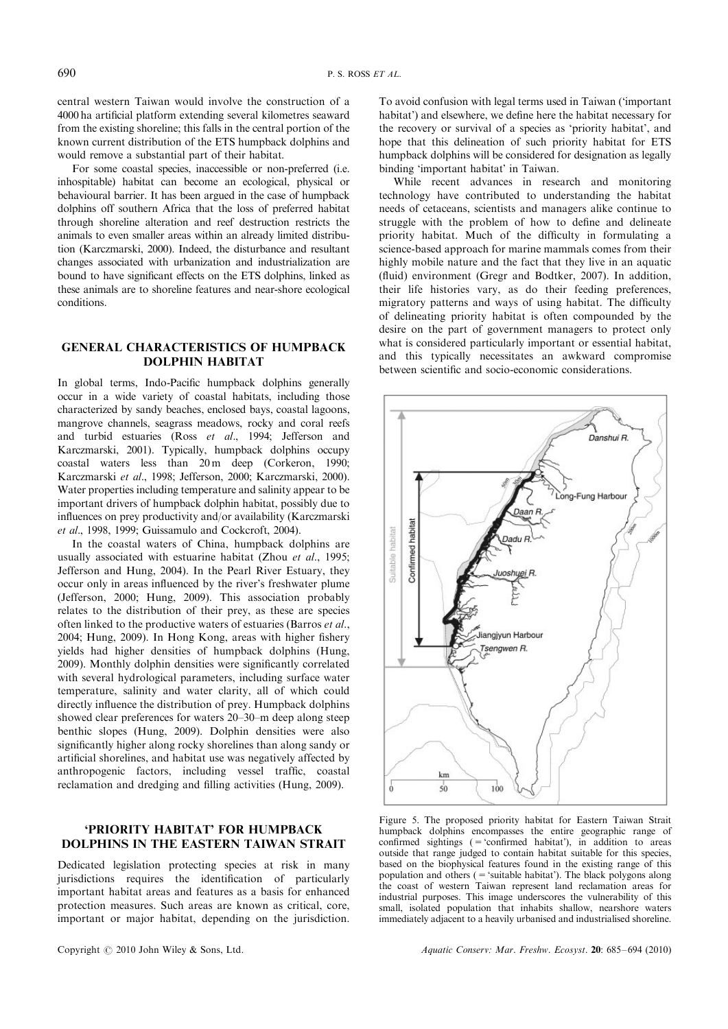central western Taiwan would involve the construction of a 4000 ha artificial platform extending several kilometres seaward from the existing shoreline; this falls in the central portion of the known current distribution of the ETS humpback dolphins and would remove a substantial part of their habitat.

For some coastal species, inaccessible or non-preferred (i.e. inhospitable) habitat can become an ecological, physical or behavioural barrier. It has been argued in the case of humpback dolphins off southern Africa that the loss of preferred habitat through shoreline alteration and reef destruction restricts the animals to even smaller areas within an already limited distribution (Karczmarski, 2000). Indeed, the disturbance and resultant changes associated with urbanization and industrialization are bound to have significant effects on the ETS dolphins, linked as these animals are to shoreline features and near-shore ecological conditions.

## GENERAL CHARACTERISTICS OF HUMPBACK DOLPHIN HABITAT

In global terms, Indo-Pacific humpback dolphins generally occur in a wide variety of coastal habitats, including those characterized by sandy beaches, enclosed bays, coastal lagoons, mangrove channels, seagrass meadows, rocky and coral reefs and turbid estuaries (Ross *et al*., 1994; Jefferson and Karczmarski, 2001). Typically, humpback dolphins occupy coastal waters less than 20 m deep (Corkeron, 1990; Karczmarski *et al*., 1998; Jefferson, 2000; Karczmarski, 2000). Water properties including temperature and salinity appear to be important drivers of humpback dolphin habitat, possibly due to influences on prey productivity and/or availability (Karczmarski *et al*., 1998, 1999; Guissamulo and Cockcroft, 2004).

In the coastal waters of China, humpback dolphins are usually associated with estuarine habitat (Zhou *et al*., 1995; Jefferson and Hung, 2004). In the Pearl River Estuary, they occur only in areas influenced by the river's freshwater plume (Jefferson, 2000; Hung, 2009). This association probably relates to the distribution of their prey, as these are species often linked to the productive waters of estuaries (Barros *et al*., 2004; Hung, 2009). In Hong Kong, areas with higher fishery yields had higher densities of humpback dolphins (Hung, 2009). Monthly dolphin densities were significantly correlated with several hydrological parameters, including surface water temperature, salinity and water clarity, all of which could directly influence the distribution of prey. Humpback dolphins showed clear preferences for waters 20–30–m deep along steep benthic slopes (Hung, 2009). Dolphin densities were also significantly higher along rocky shorelines than along sandy or artificial shorelines, and habitat use was negatively affected by anthropogenic factors, including vessel traffic, coastal reclamation and dredging and filling activities (Hung, 2009).

## 'PRIORITY HABITAT' FOR HUMPBACK DOLPHINS IN THE EASTERN TAIWAN STRAIT

Dedicated legislation protecting species at risk in many jurisdictions requires the identification of particularly important habitat areas and features as a basis for enhanced protection measures. Such areas are known as critical, core, important or major habitat, depending on the jurisdiction. To avoid confusion with legal terms used in Taiwan ('important habitat') and elsewhere, we define here the habitat necessary for the recovery or survival of a species as 'priority habitat', and hope that this delineation of such priority habitat for ETS humpback dolphins will be considered for designation as legally binding 'important habitat' in Taiwan.

While recent advances in research and monitoring technology have contributed to understanding the habitat needs of cetaceans, scientists and managers alike continue to struggle with the problem of how to define and delineate priority habitat. Much of the difficulty in formulating a science-based approach for marine mammals comes from their highly mobile nature and the fact that they live in an aquatic (fluid) environment (Gregr and Bodtker, 2007). In addition, their life histories vary, as do their feeding preferences, migratory patterns and ways of using habitat. The difficulty of delineating priority habitat is often compounded by the desire on the part of government managers to protect only what is considered particularly important or essential habitat, and this typically necessitates an awkward compromise between scientific and socio-economic considerations.

Suitable habitat
Confirmed habitat
Danshui R.
Long-Fung Harbour
Daan R.
Dadu R.
Juoshuei R.
Jiangjyun Harbour
Tsengwen R.
km
0 50 100

Figure 5. The proposed priority habitat for Eastern Taiwan Strait humpback dolphins encompasses the entire geographic range of confirmed sightings (= 'confirmed habitat'), in addition to areas outside that range judged to contain habitat suitable for this species, based on the biophysical features found in the existing range of this population and others (= 'suitable habitat'). The black polygons along the coast of western Taiwan represent land reclamation areas for industrial purposes. This image underscores the vulnerability of this small, isolated population that inhabits shallow, nearshore waters immediately adjacent to a heavily urbanised and industrialised shoreline.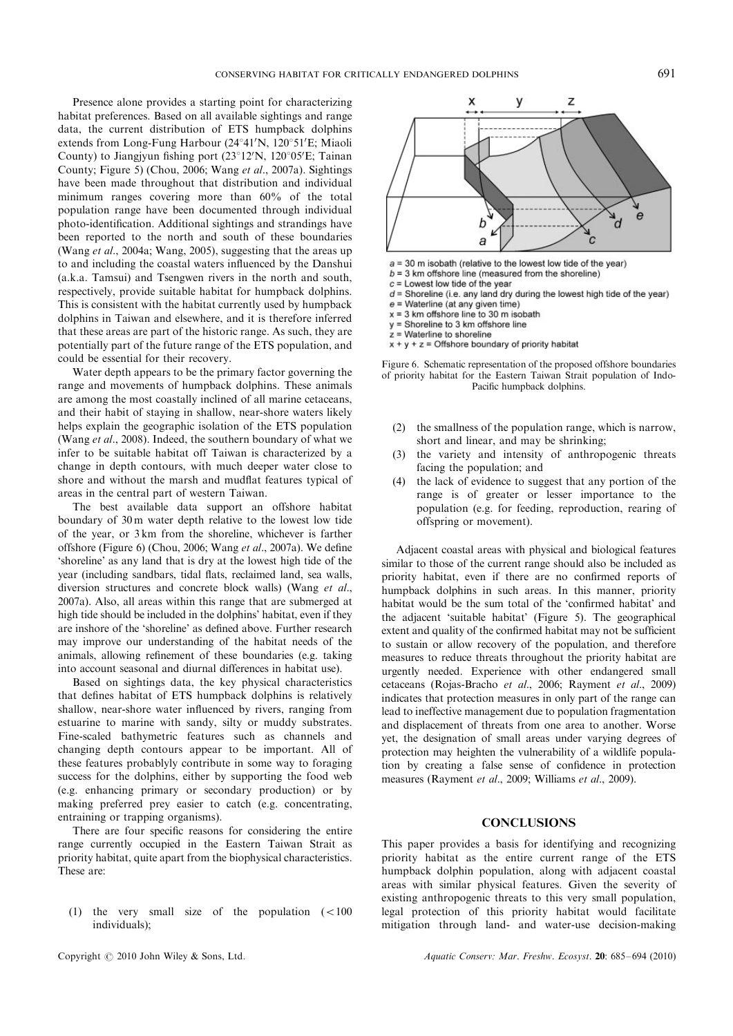Presence alone provides a starting point for characterizing habitat preferences. Based on all available sightings and range data, the current distribution of ETS humpback dolphins extends from Long-Fung Harbour (24°41′N, 120°51′E; Miaoli County) to Jiangjyun fishing port (23°12′N, 120°05′E; Tainan County; Figure 5) (Chou, 2006; Wang *et al*., 2007a). Sightings have been made throughout that distribution and individual minimum ranges covering more than 60% of the total population range have been documented through individual photo-identification. Additional sightings and strandings have been reported to the north and south of these boundaries (Wang *et al*., 2004a; Wang, 2005), suggesting that the areas up to and including the coastal waters influenced by the Danshui (a.k.a. Tamsui) and Tsengwen rivers in the north and south, respectively, provide suitable habitat for humpback dolphins. This is consistent with the habitat currently used by humpback dolphins in Taiwan and elsewhere, and it is therefore inferred that these areas are part of the historic range. As such, they are potentially part of the future range of the ETS population, and could be essential for their recovery.

Water depth appears to be the primary factor governing the range and movements of humpback dolphins. These animals are among the most coastally inclined of all marine cetaceans, and their habit of staying in shallow, near-shore waters likely helps explain the geographic isolation of the ETS population (Wang *et al*., 2008). Indeed, the southern boundary of what we infer to be suitable habitat off Taiwan is characterized by a change in depth contours, with much deeper water close to shore and without the marsh and mudflat features typical of areas in the central part of western Taiwan.

The best available data support an offshore habitat boundary of 30 m water depth relative to the lowest low tide of the year, or 3 km from the shoreline, whichever is farther offshore (Figure 6) (Chou, 2006; Wang *et al*., 2007a). We define 'shoreline' as any land that is dry at the lowest high tide of the year (including sandbars, tidal flats, reclaimed land, sea walls, diversion structures and concrete block walls) (Wang *et al*., 2007a). Also, all areas within this range that are submerged at high tide should be included in the dolphins' habitat, even if they are inshore of the 'shoreline' as defined above. Further research may improve our understanding of the habitat needs of the animals, allowing refinement of these boundaries (e.g. taking into account seasonal and diurnal differences in habitat use).

Based on sightings data, the key physical characteristics that defines habitat of ETS humpback dolphins is relatively shallow, near-shore water influenced by rivers, ranging from estuarine to marine with sandy, silty or muddy substrates. Fine-scaled bathymetric features such as channels and changing depth contours appear to be important. All of these features probablyly contribute in some way to foraging success for the dolphins, either by supporting the food web (e.g. enhancing primary or secondary production) or by making preferred prey easier to catch (e.g. concentrating, entraining or trapping organisms).

There are four specific reasons for considering the entire range currently occupied in the Eastern Taiwan Strait as priority habitat, quite apart from the biophysical characteristics. These are:

(1) the very small size of the population (<100 individuals);

a = 30 m isobath (relative to the lowest low tide of the year)
b = 3 km offshore line (measured from the shoreline)
c = Lowest low tide of the year
d = Shoreline (i.e. any land dry during the lowest high tide of the year)
e = Waterline (at any given time)
x = 3 km offshore line to 30 m isobath
y = Shoreline to 3 km offshore line
z = Waterline to shoreline
x + y + z = Offshore boundary of priority habitat

Figure 6. Schematic representation of the proposed offshore boundaries of priority habitat for the Eastern Taiwan Strait population of Indo-Pacific humpback dolphins.

(2) the smallness of the population range, which is narrow, short and linear, and may be shrinking;

(3) the variety and intensity of anthropogenic threats facing the population; and

(4) the lack of evidence to suggest that any portion of the range is of greater or lesser importance to the population (e.g. for feeding, reproduction, rearing of offspring or movement).

Adjacent coastal areas with physical and biological features similar to those of the current range should also be included as priority habitat, even if there are no confirmed reports of humpback dolphins in such areas. In this manner, priority habitat would be the sum total of the 'confirmed habitat' and the adjacent 'suitable habitat' (Figure 5). The geographical extent and quality of the confirmed habitat may not be sufficient to sustain or allow recovery of the population, and therefore measures to reduce threats throughout the priority habitat are urgently needed. Experience with other endangered small cetaceans (Rojas-Bracho *et al*., 2006; Rayment *et al*., 2009) indicates that protection measures in only part of the range can lead to ineffective management due to population fragmentation and displacement of threats from one area to another. Worse yet, the designation of small areas under varying degrees of protection may heighten the vulnerability of a wildlife population by creating a false sense of confidence in protection measures (Rayment *et al*., 2009; Williams *et al*., 2009).

## CONCLUSIONS

This paper provides a basis for identifying and recognizing priority habitat as the entire current range of the ETS humpback dolphin population, along with adjacent coastal areas with similar physical features. Given the severity of existing anthropogenic threats to this very small population, legal protection of this priority habitat would facilitate mitigation through land- and water-use decision-making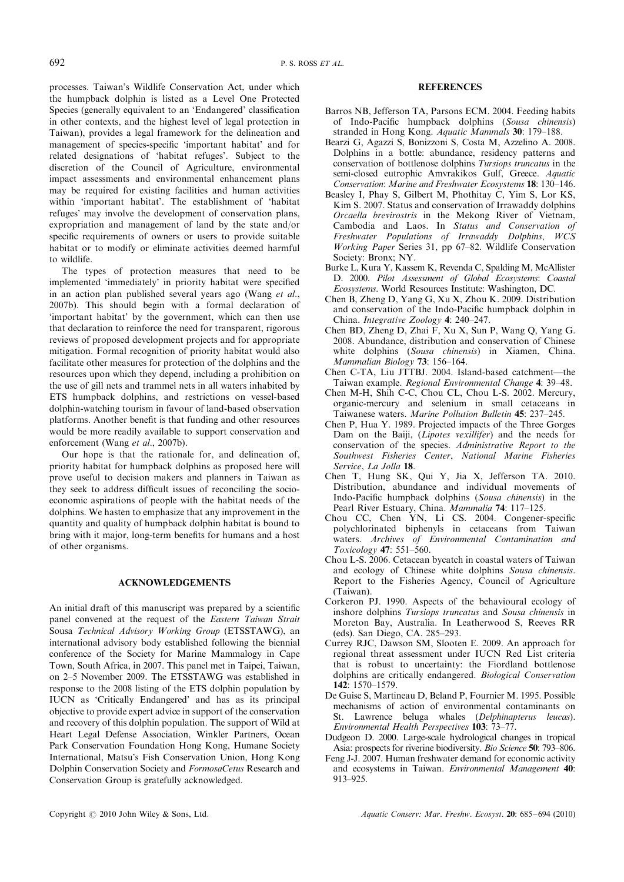processes. Taiwan's Wildlife Conservation Act, under which the humpback dolphin is listed as a Level One Protected Species (generally equivalent to an 'Endangered' classification in other contexts, and the highest level of legal protection in Taiwan), provides a legal framework for the delineation and management of species-specific 'important habitat' and for related designations of 'habitat refuges'. Subject to the discretion of the Council of Agriculture, environmental impact assessments and environmental enhancement plans may be required for existing facilities and human activities within 'important habitat'. The establishment of 'habitat refuges' may involve the development of conservation plans, expropriation and management of land by the state and/or specific requirements of owners or users to provide suitable habitat or to modify or eliminate activities deemed harmful to wildlife.

The types of protection measures that need to be implemented 'immediately' in priority habitat were specified in an action plan published several years ago (Wang *et al.*, 2007b). This should begin with a formal declaration of 'important habitat' by the government, which can then use that declaration to reinforce the need for transparent, rigorous reviews of proposed development projects and for appropriate mitigation. Formal recognition of priority habitat would also facilitate other measures for protection of the dolphins and the resources upon which they depend, including a prohibition on the use of gill nets and trammel nets in all waters inhabited by ETS humpback dolphins, and restrictions on vessel-based dolphin-watching tourism in favour of land-based observation platforms. Another benefit is that funding and other resources would be more readily available to support conservation and enforcement (Wang *et al.*, 2007b).

Our hope is that the rationale for, and delineation of, priority habitat for humpback dolphins as proposed here will prove useful to decision makers and planners in Taiwan as they seek to address difficult issues of reconciling the socio-economic aspirations of people with the habitat needs of the dolphins. We hasten to emphasize that any improvement in the quantity and quality of humpback dolphin habitat is bound to bring with it major, long-term benefits for humans and a host of other organisms.

## ACKNOWLEDGEMENTS

An initial draft of this manuscript was prepared by a scientific panel convened at the request of the *Eastern Taiwan Strait* Sousa *Technical Advisory Working Group* (ETSSTAWG), an international advisory body established following the biennial conference of the Society for Marine Mammalogy in Cape Town, South Africa, in 2007. This panel met in Taipei, Taiwan, on 2–5 November 2009. The ETSSTAWG was established in response to the 2008 listing of the ETS dolphin population by IUCN as 'Critically Endangered' and has as its principal objective to provide expert advice in support of the conservation and recovery of this dolphin population. The support of Wild at Heart Legal Defense Association, Winkler Partners, Ocean Park Conservation Foundation Hong Kong, Humane Society International, Matsu's Fish Conservation Union, Hong Kong Dolphin Conservation Society and *FormosaCetus* Research and Conservation Group is gratefully acknowledged.

## REFERENCES

Barros NB, Jefferson TA, Parsons ECM. 2004. Feeding habits of Indo-Pacific humpback dolphins (*Sousa chinensis*) stranded in Hong Kong. *Aquatic Mammals* **30**: 179–188.

Bearzi G, Agazzi S, Bonizzoni S, Costa M, Azzelino A. 2008. Dolphins in a bottle: abundance, residency patterns and conservation of bottlenose dolphins *Tursiops truncatus* in the semi-closed eutrophic Amvrakikos Gulf, Greece. *Aquatic Conservation: Marine and Freshwater Ecosystems* **18**: 130–146.

Beasley I, Phay S, Gilbert M, Phothitay C, Yim S, Lor KS, Kim S. 2007. Status and conservation of Irrawaddy dolphins *Orcaella brevirostris* in the Mekong River of Vietnam, Cambodia and Laos. In *Status and Conservation of Freshwater Populations of Irrawaddy Dolphins, WCS Working Paper* Series 31, pp 67–82. Wildlife Conservation Society: Bronx; NY.

Burke L, Kura Y, Kassem K, Revenda C, Spalding M, McAllister D. 2000. *Pilot Assessment of Global Ecosystems*: *Coastal Ecosystems*. World Resources Institute: Washington, DC.

Chen B, Zheng D, Yang G, Xu X, Zhou K. 2009. Distribution and conservation of the Indo-Pacific humpback dolphin in China. *Integrative Zoology* **4**: 240–247.

Chen BD, Zheng D, Zhai F, Xu X, Sun P, Wang Q, Yang G. 2008. Abundance, distribution and conservation of Chinese white dolphins (*Sousa chinensis*) in Xiamen, China. *Mammalian Biology* **73**: 156–164.

Chen C-TA, Liu JTTBJ. 2004. Island-based catchment—the Taiwan example. *Regional Environmental Change* **4**: 39–48.

Chen M-H, Shih C-C, Chou CL, Chou L-S. 2002. Mercury, organic-mercury and selenium in small cetaceans in Taiwanese waters. *Marine Pollution Bulletin* **45**: 237–245.

Chen P, Hua Y. 1989. Projected impacts of the Three Gorges Dam on the Baiji, (*Lipotes vexillifer*) and the needs for conservation of the species. *Administrative Report to the Southwest Fisheries Center*, *National Marine Fisheries Service*, *La Jolla* **18**.

Chen T, Hung SK, Qui Y, Jia X, Jefferson TA. 2010. Distribution, abundance and individual movements of Indo-Pacific humpback dolphins (*Sousa chinensis*) in the Pearl River Estuary, China. *Mammalia* **74**: 117–125.

Chou CC, Chen YN, Li CS. 2004. Congener-specific polychlorinated biphenyls in cetaceans from Taiwan waters. *Archives of Environmental Contamination and Toxicology* **47**: 551–560.

Chou L-S. 2006. Cetacean bycatch in coastal waters of Taiwan and ecology of Chinese white dolphins *Sousa chinensis*. Report to the Fisheries Agency, Council of Agriculture (Taiwan).

Corkeron PJ. 1990. Aspects of the behavioural ecology of inshore dolphins *Tursiops truncatus* and *Sousa chinensis* in Moreton Bay, Australia. In Leatherwood S, Reeves RR (eds). San Diego, CA. 285–293.

Currey RJC, Dawson SM, Slooten E. 2009. An approach for regional threat assessment under IUCN Red List criteria that is robust to uncertainty: the Fiordland bottlenose dolphins are critically endangered. *Biological Conservation* **142**: 1570–1579.

De Guise S, Martineau D, Beland P, Fournier M. 1995. Possible mechanisms of action of environmental contaminants on St. Lawrence beluga whales (*Delphinapterus leucas*). *Environmental Health Perspectives* **103**: 73–77.

Dudgeon D. 2000. Large-scale hydrological changes in tropical Asia: prospects for riverine biodiversity. *Bio Science* **50**: 793–806.

Feng J-J. 2007. Human freshwater demand for economic activity and ecosystems in Taiwan. *Environmental Management* **40**: 913–925.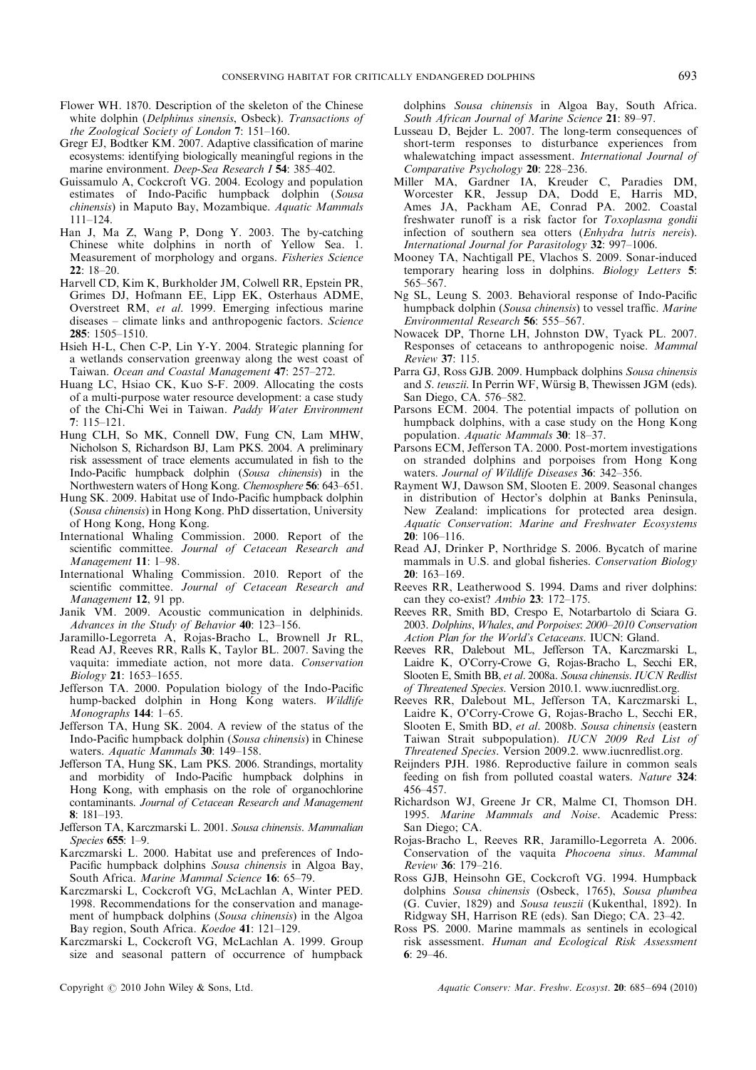Flower WH. 1870. Description of the skeleton of the Chinese white dolphin (*Delphinus sinensis*, Osbeck). *Transactions of the Zoological Society of London* **7**: 151–160.

Gregr EJ, Bodtker KM. 2007. Adaptive classification of marine ecosystems: identifying biologically meaningful regions in the marine environment. *Deep-Sea Research I* **54**: 385–402.

Guissamulo A, Cockcroft VG. 2004. Ecology and population estimates of Indo-Pacific humpback dolphin (*Sousa chinensis*) in Maputo Bay, Mozambique. *Aquatic Mammals* 111–124.

Han J, Ma Z, Wang P, Dong Y. 2003. The by-catching Chinese white dolphins in north of Yellow Sea. 1. Measurement of morphology and organs. *Fisheries Science* **22**: 18–20.

Harvell CD, Kim K, Burkholder JM, Colwell RR, Epstein PR, Grimes DJ, Hofmann EE, Lipp EK, Osterhaus ADME, Overstreet RM, *et al*. 1999. Emerging infectious marine diseases – climate links and anthropogenic factors. *Science* **285**: 1505–1510.

Hsieh H-L, Chen C-P, Lin Y-Y. 2004. Strategic planning for a wetlands conservation greenway along the west coast of Taiwan. *Ocean and Coastal Management* **47**: 257–272.

Huang LC, Hsiao CK, Kuo S-F. 2009. Allocating the costs of a multi-purpose water resource development: a case study of the Chi-Chi Wei in Taiwan. *Paddy Water Environment* **7**: 115–121.

Hung CLH, So MK, Connell DW, Fung CN, Lam MHW, Nicholson S, Richardson BJ, Lam PKS. 2004. A preliminary risk assessment of trace elements accumulated in fish to the Indo-Pacific humpback dolphin (*Sousa chinensis*) in the Northwestern waters of Hong Kong. *Chemosphere* **56**: 643–651.

Hung SK. 2009. Habitat use of Indo-Pacific humpback dolphin (*Sousa chinensis*) in Hong Kong. PhD dissertation, University of Hong Kong, Hong Kong.

International Whaling Commission. 2000. Report of the scientific committee. *Journal of Cetacean Research and Management* **11**: 1–98.

International Whaling Commission. 2010. Report of the scientific committee. *Journal of Cetacean Research and Management* **12**, 91 pp.

Janik VM. 2009. Acoustic communication in delphinids. *Advances in the Study of Behavior* **40**: 123–156.

Jaramillo-Legorreta A, Rojas-Bracho L, Brownell Jr RL, Read AJ, Reeves RR, Ralls K, Taylor BL. 2007. Saving the vaquita: immediate action, not more data. *Conservation Biology* **21**: 1653–1655.

Jefferson TA. 2000. Population biology of the Indo-Pacific hump-backed dolphin in Hong Kong waters. *Wildlife Monographs* **144**: 1–65.

Jefferson TA, Hung SK. 2004. A review of the status of the Indo-Pacific humpback dolphin (*Sousa chinensis*) in Chinese waters. *Aquatic Mammals* **30**: 149–158.

Jefferson TA, Hung SK, Lam PKS. 2006. Strandings, mortality and morbidity of Indo-Pacific humpback dolphins in Hong Kong, with emphasis on the role of organochlorine contaminants. *Journal of Cetacean Research and Management* **8**: 181–193.

Jefferson TA, Karczmarski L. 2001. *Sousa chinensis*. *Mammalian Species* **655**: 1–9.

Karczmarski L. 2000. Habitat use and preferences of Indo-Pacific humpback dolphins *Sousa chinensis* in Algoa Bay, South Africa. *Marine Mammal Science* **16**: 65–79.

Karczmarski L, Cockcroft VG, McLachlan A, Winter PED. 1998. Recommendations for the conservation and management of humpback dolphins (*Sousa chinensis*) in the Algoa Bay region, South Africa. *Koedoe* **41**: 121–129.

Karczmarski L, Cockcroft VG, McLachlan A. 1999. Group size and seasonal pattern of occurrence of humpback dolphins *Sousa chinensis* in Algoa Bay, South Africa. *South African Journal of Marine Science* **21**: 89–97.

Lusseau D, Bejder L. 2007. The long-term consequences of short-term responses to disturbance experiences from whalewatching impact assessment. *International Journal of Comparative Psychology* **20**: 228–236.

Miller MA, Gardner IA, Kreuder C, Paradies DM, Worcester KR, Jessup DA, Dodd E, Harris MD, Ames JA, Packham AE, Conrad PA. 2002. Coastal freshwater runoff is a risk factor for *Toxoplasma gondii* infection of southern sea otters (*Enhydra lutris nereis*). *International Journal for Parasitology* **32**: 997–1006.

Mooney TA, Nachtigall PE, Vlachos S. 2009. Sonar-induced temporary hearing loss in dolphins. *Biology Letters* **5**: 565–567.

Ng SL, Leung S. 2003. Behavioral response of Indo-Pacific humpback dolphin (*Sousa chinensis*) to vessel traffic. *Marine Environmental Research* **56**: 555–567.

Nowacek DP, Thorne LH, Johnston DW, Tyack PL. 2007. Responses of cetaceans to anthropogenic noise. *Mammal Review* **37**: 115.

Parra GJ, Ross GJB. 2009. Humpback dolphins *Sousa chinensis* and *S. teuszii*. In Perrin WF, Würsig B, Thewissen JGM (eds). San Diego, CA. 576–582.

Parsons ECM. 2004. The potential impacts of pollution on humpback dolphins, with a case study on the Hong Kong population. *Aquatic Mammals* **30**: 18–37.

Parsons ECM, Jefferson TA. 2000. Post-mortem investigations on stranded dolphins and porpoises from Hong Kong waters. *Journal of Wildlife Diseases* **36**: 342–356.

Rayment WJ, Dawson SM, Slooten E. 2009. Seasonal changes in distribution of Hector's dolphin at Banks Peninsula, New Zealand: implications for protected area design. *Aquatic Conservation*: *Marine and Freshwater Ecosystems* **20**: 106–116.

Read AJ, Drinker P, Northridge S. 2006. Bycatch of marine mammals in U.S. and global fisheries. *Conservation Biology* **20**: 163–169.

Reeves RR, Leatherwood S. 1994. Dams and river dolphins: can they co-exist? *Ambio* **23**: 172–175.

Reeves RR, Smith BD, Crespo E, Notarbartolo di Sciara G. 2003. *Dolphins*, *Whales*, *and Porpoises*: *2000–2010 Conservation Action Plan for the World's Cetaceans*. IUCN: Gland.

Reeves RR, Dalebout ML, Jefferson TA, Karczmarski L, Laidre K, O'Corry-Crowe G, Rojas-Bracho L, Secchi ER, Slooten E, Smith BB, *et al*. 2008a. *Sousa chinensis*. *IUCN Redlist of Threatened Species*. Version 2010.1. www.iucnredlist.org.

Reeves RR, Dalebout ML, Jefferson TA, Karczmarski L, Laidre K, O'Corry-Crowe G, Rojas-Bracho L, Secchi ER, Slooten E, Smith BD, *et al*. 2008b. *Sousa chinensis* (eastern Taiwan Strait subpopulation). *IUCN 2009 Red List of Threatened Species*. Version 2009.2. www.iucnredlist.org.

Reijnders PJH. 1986. Reproductive failure in common seals feeding on fish from polluted coastal waters. *Nature* **324**: 456–457.

Richardson WJ, Greene Jr CR, Malme CI, Thomson DH. 1995. *Marine Mammals and Noise*. Academic Press: San Diego; CA.

Rojas-Bracho L, Reeves RR, Jaramillo-Legorreta A. 2006. Conservation of the vaquita *Phocoena sinus*. *Mammal Review* **36**: 179–216.

Ross GJB, Heinsohn GE, Cockcroft VG. 1994. Humpback dolphins *Sousa chinensis* (Osbeck, 1765), *Sousa plumbea* (G. Cuvier, 1829) and *Sousa teuszii* (Kukenthal, 1892). In Ridgway SH, Harrison RE (eds). San Diego; CA. 23–42.

Ross PS. 2000. Marine mammals as sentinels in ecological risk assessment. *Human and Ecological Risk Assessment* **6**: 29–46.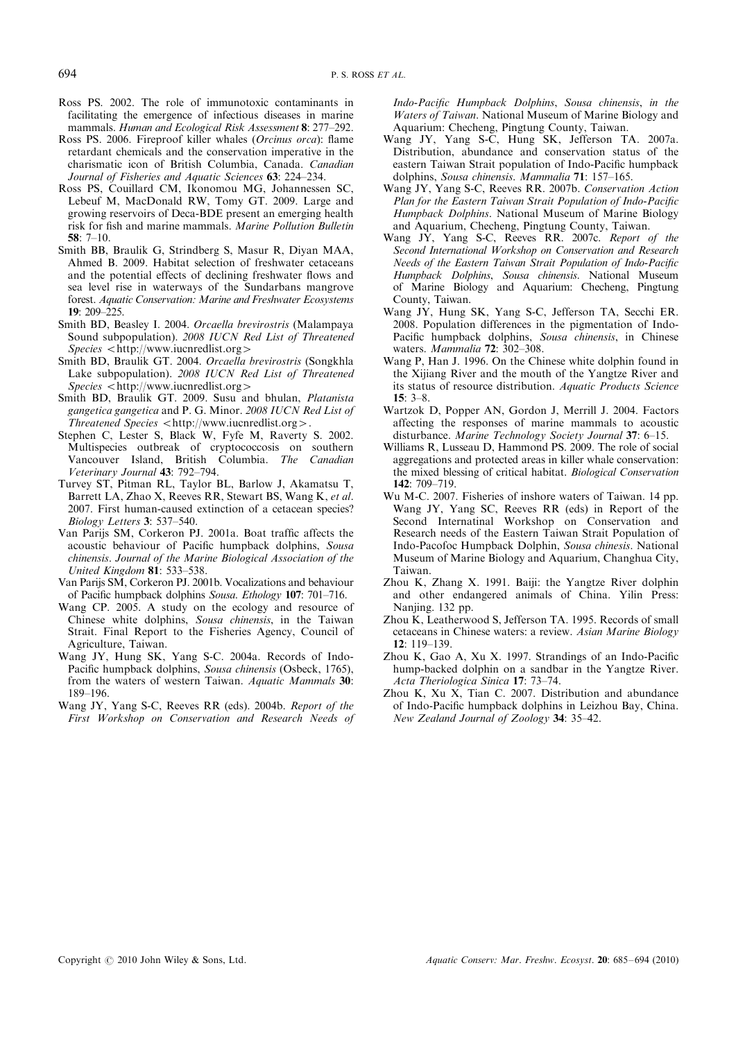Ross PS. 2002. The role of immunotoxic contaminants in facilitating the emergence of infectious diseases in marine mammals. *Human and Ecological Risk Assessment* **8**: 277–292.

Ross PS. 2006. Fireproof killer whales (*Orcinus orca*): flame retardant chemicals and the conservation imperative in the charismatic icon of British Columbia, Canada. *Canadian Journal of Fisheries and Aquatic Sciences* **63**: 224–234.

Ross PS, Couillard CM, Ikonomou MG, Johannessen SC, Lebeuf M, MacDonald RW, Tomy GT. 2009. Large and growing reservoirs of Deca-BDE present an emerging health risk for fish and marine mammals. *Marine Pollution Bulletin* **58**: 7–10.

Smith BB, Braulik G, Strindberg S, Masur R, Diyan MAA, Ahmed B. 2009. Habitat selection of freshwater cetaceans and the potential effects of declining freshwater flows and sea level rise in waterways of the Sundarbans mangrove forest. *Aquatic Conservation: Marine and Freshwater Ecosystems* **19**: 209–225.

Smith BD, Beasley I. 2004. *Orcaella brevirostris* (Malampaya Sound subpopulation). *2008 IUCN Red List of Threatened Species* <http://www.iucnredlist.org>

Smith BD, Braulik GT. 2004. *Orcaella brevirostris* (Songkhla Lake subpopulation). *2008 IUCN Red List of Threatened Species* <http://www.iucnredlist.org>

Smith BD, Braulik GT. 2009. Susu and bhulan, *Platanista gangetica gangetica* and P. G. Minor. *2008 IUCN Red List of Threatened Species* <http://www.iucnredlist.org>.

Stephen C, Lester S, Black W, Fyfe M, Raverty S. 2002. Multispecies outbreak of cryptococcosis on southern Vancouver Island, British Columbia. *The Canadian Veterinary Journal* **43**: 792–794.

Turvey ST, Pitman RL, Taylor BL, Barlow J, Akamatsu T, Barrett LA, Zhao X, Reeves RR, Stewart BS, Wang K, *et al*. 2007. First human-caused extinction of a cetacean species? *Biology Letters* **3**: 537–540.

Van Parijs SM, Corkeron PJ. 2001a. Boat traffic affects the acoustic behaviour of Pacific humpback dolphins, *Sousa chinensis*. *Journal of the Marine Biological Association of the United Kingdom* **81**: 533–538.

Van Parijs SM, Corkeron PJ. 2001b. Vocalizations and behaviour of Pacific humpback dolphins *Sousa*. *Ethology* **107**: 701–716.

Wang CP. 2005. A study on the ecology and resource of Chinese white dolphins, *Sousa chinensis*, in the Taiwan Strait. Final Report to the Fisheries Agency, Council of Agriculture, Taiwan.

Wang JY, Hung SK, Yang S-C. 2004a. Records of Indo-Pacific humpback dolphins, *Sousa chinensis* (Osbeck, 1765), from the waters of western Taiwan. *Aquatic Mammals* **30**: 189–196.

Wang JY, Yang S-C, Reeves RR (eds). 2004b. *Report of the First Workshop on Conservation and Research Needs of Indo-Pacific Humpback Dolphins, Sousa chinensis, in the Waters of Taiwan*. National Museum of Marine Biology and Aquarium: Checheng, Pingtung County, Taiwan.

Wang JY, Yang S-C, Hung SK, Jefferson TA. 2007a. Distribution, abundance and conservation status of the eastern Taiwan Strait population of Indo-Pacific humpback dolphins, *Sousa chinensis*. *Mammalia* **71**: 157–165.

Wang JY, Yang S-C, Reeves RR. 2007b. *Conservation Action Plan for the Eastern Taiwan Strait Population of Indo-Pacific Humpback Dolphins*. National Museum of Marine Biology and Aquarium, Checheng, Pingtung County, Taiwan.

Wang JY, Yang S-C, Reeves RR. 2007c. *Report of the Second International Workshop on Conservation and Research Needs of the Eastern Taiwan Strait Population of Indo-Pacific Humpback Dolphins, Sousa chinensis*. National Museum of Marine Biology and Aquarium: Checheng, Pingtung County, Taiwan.

Wang JY, Hung SK, Yang S-C, Jefferson TA, Secchi ER. 2008. Population differences in the pigmentation of Indo-Pacific humpback dolphins, *Sousa chinensis*, in Chinese waters. *Mammalia* **72**: 302–308.

Wang P, Han J. 1996. On the Chinese white dolphin found in the Xijiang River and the mouth of the Yangtze River and its status of resource distribution. *Aquatic Products Science* **15**: 3–8.

Wartzok D, Popper AN, Gordon J, Merrill J. 2004. Factors affecting the responses of marine mammals to acoustic disturbance. *Marine Technology Society Journal* **37**: 6–15.

Williams R, Lusseau D, Hammond PS. 2009. The role of social aggregations and protected areas in killer whale conservation: the mixed blessing of critical habitat. *Biological Conservation* **142**: 709–719.

Wu M-C. 2007. Fisheries of inshore waters of Taiwan. 14 pp. Wang JY, Yang SC, Reeves RR (eds) in Report of the Second Internatinal Workshop on Conservation and Research needs of the Eastern Taiwan Strait Population of Indo-Pacofoc Humpback Dolphin, *Sousa chinesis*. National Museum of Marine Biology and Aquarium, Changhua City, Taiwan.

Zhou K, Zhang X. 1991. Baiji: the Yangtze River dolphin and other endangered animals of China. Yilin Press: Nanjing. 132 pp.

Zhou K, Leatherwood S, Jefferson TA. 1995. Records of small cetaceans in Chinese waters: a review. *Asian Marine Biology* **12**: 119–139.

Zhou K, Gao A, Xu X. 1997. Strandings of an Indo-Pacific hump-backed dolphin on a sandbar in the Yangtze River. *Acta Theriologica Sinica* **17**: 73–74.

Zhou K, Xu X, Tian C. 2007. Distribution and abundance of Indo-Pacific humpback dolphins in Leizhou Bay, China. *New Zealand Journal of Zoology* **34**: 35–42.